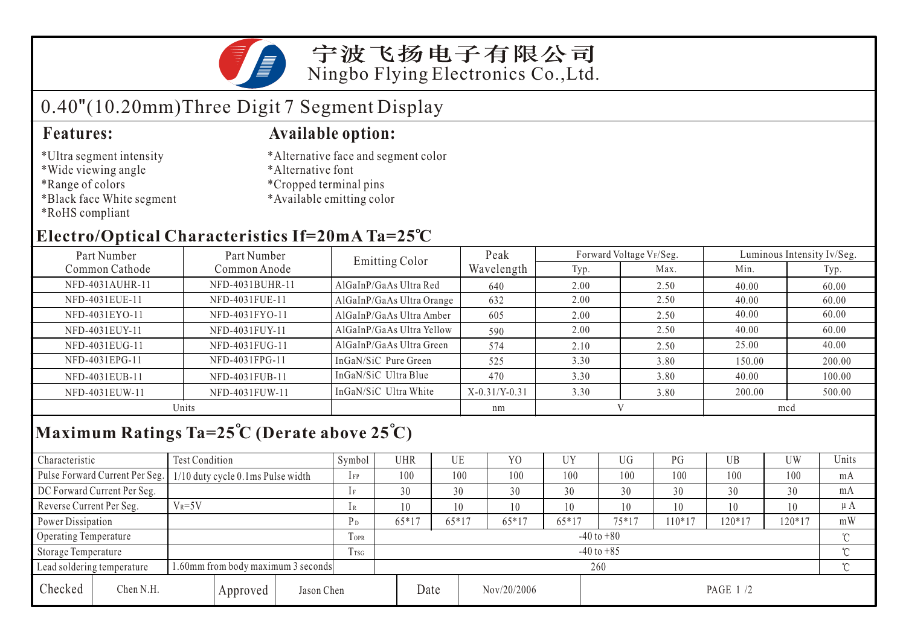# 宁波飞扬电子有限公司
Ningbo Flying Electronics Co.,Ltd.

## 0.40"(10.20mm)Three Digit 7 Segment Display

### Features:

*Ultra segment intensity
*Wide viewing angle
*Range of colors
*Black face White segment
*RoHS compliant

### Available option:

*Alternative face and segment color
*Alternative font
*Cropped terminal pins
*Available emitting color

## Electro/Optical Characteristics If=20mA Ta=25℃

| Part Number Common Cathode | Part Number Common Anode | Emitting Color | Peak Wavelength | Forward Voltage $V_F$/Seg. | | Luminous Intensity Iv/Seg. | |
|---|---|---|---|---|---|---|---|
| | | | | Typ. | Max. | Min. | Typ. |
| NFD-4031AUHR-11 | NFD-4031BUHR-11 | AlGaInP/GaAs Ultra Red | 640 | 2.00 | 2.50 | 40.00 | 60.00 |
| NFD-4031EUE-11 | NFD-4031FUE-11 | AlGaInP/GaAs Ultra Orange | 632 | 2.00 | 2.50 | 40.00 | 60.00 |
| NFD-4031EYO-11 | NFD-4031FYO-11 | AlGaInP/GaAs Ultra Amber | 605 | 2.00 | 2.50 | 40.00 | 60.00 |
| NFD-4031EUY-11 | NFD-4031FUY-11 | AlGaInP/GaAs Ultra Yellow | 590 | 2.00 | 2.50 | 40.00 | 60.00 |
| NFD-4031EUG-11 | NFD-4031FUG-11 | AlGaInP/GaAs Ultra Green | 574 | 2.10 | 2.50 | 25.00 | 40.00 |
| NFD-4031EPG-11 | NFD-4031FPG-11 | InGaN/SiC Pure Green | 525 | 3.30 | 3.80 | 150.00 | 200.00 |
| NFD-4031EUB-11 | NFD-4031FUB-11 | InGaN/SiC Ultra Blue | 470 | 3.30 | 3.80 | 40.00 | 100.00 |
| NFD-4031EUW-11 | NFD-4031FUW-11 | InGaN/SiC Ultra White | X-0.31/Y-0.31 | 3.30 | 3.80 | 200.00 | 500.00 |
| Units | | | nm | V | | mcd | |

## Maximum Ratings Ta=25℃ (Derate above 25℃)

| Characteristic | Test Condition | Symbol | UHR | UE | YO | UY | UG | PG | UB | UW | Units |
|---|---|---|---|---|---|---|---|---|---|---|---|
| Pulse Forward Current Per Seg. | 1/10 duty cycle 0.1ms Pulse width | $I_{FP}$ | 100 | 100 | 100 | 100 | 100 | 100 | 100 | 100 | mA |
| DC Forward Current Per Seg. | | $I_F$ | 30 | 30 | 30 | 30 | 30 | 30 | 30 | 30 | mA |
| Reverse Current Per Seg. | $V_R$=5V | $I_R$ | 10 | 10 | 10 | 10 | 10 | 10 | 10 | 10 | μA |
| Power Dissipation | | $P_D$ | 65*17 | 65*17 | 65*17 | 65*17 | 75*17 | 110*17 | 120*17 | 120*17 | mW |
| Operating Temperature | | $T_{OPR}$ | -40 to +80 | | | | | | | | ℃ |
| Storage Temperature | | $T_{TSG}$ | -40 to +85 | | | | | | | | ℃ |
| Lead soldering temperature | 1.60mm from body maximum 3 seconds | | 260 | | | | | | | | ℃ |

| Checked | Chen N.H. | Approved | Jason Chen | Date | Nov/20/2006 |
|---|---|---|---|---|---|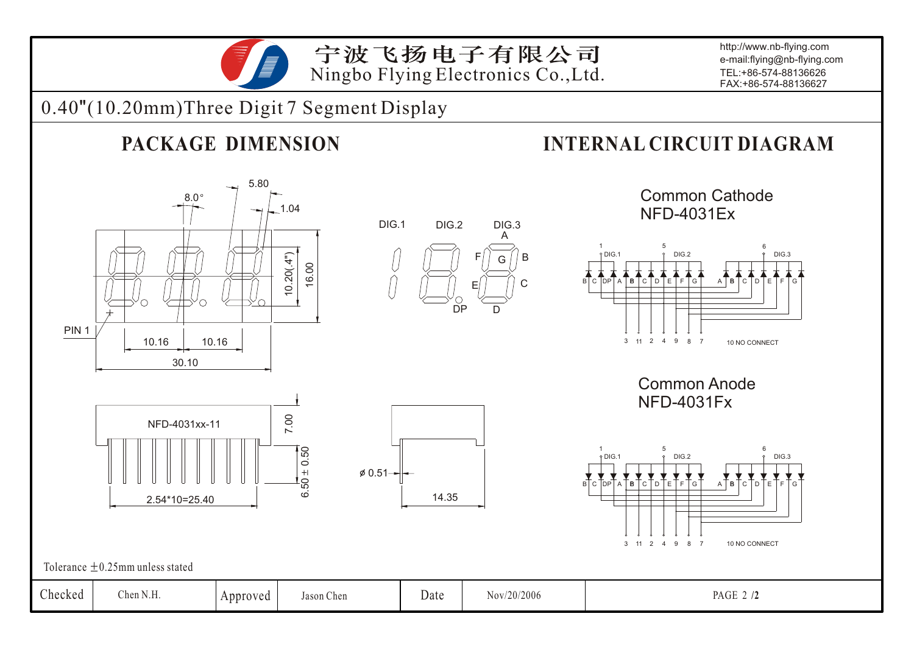宁波飞扬电子有限公司
Ningbo Flying Electronics Co.,Ltd.

http://www.nb-flying.com
e-mail:flying@nb-flying.com
TEL:+86-574-88136626
FAX:+86-574-88136627

# 0.40"(10.20mm)Three Digit 7 Segment Display

## PACKAGE DIMENSION

8.0°
5.80
1.04
10.20(.4")
16.00
PIN 1
10.16
10.16
30.10

DIG.1
DIG.2
DIG.3
A
F
G
B
E
C
DP
D

NFD-4031xx-11
7.00
6.50 ± 0.50
2.54*10=25.40
ø 0.51
14.35

Tolerance ±0.25mm unless stated

## INTERNAL CIRCUIT DIAGRAM

Common Cathode
NFD-4031Ex

1 DIG.1
5 DIG.2
6 DIG.3
B C DP A B C D E F G A B C D E F G
3 11 2 4 9 8 7
10 NO CONNECT

Common Anode
NFD-4031Fx

1 DIG.1
5 DIG.2
6 DIG.3
B C DP A B C D E F G A B C D E F G
3 11 2 4 9 8 7
10 NO CONNECT

| Checked | Chen N.H. | Approved | Jason Chen | Date | Nov/20/2006 | PAGE 2 /2 |
| --- | --- | --- | --- | --- | --- | --- |